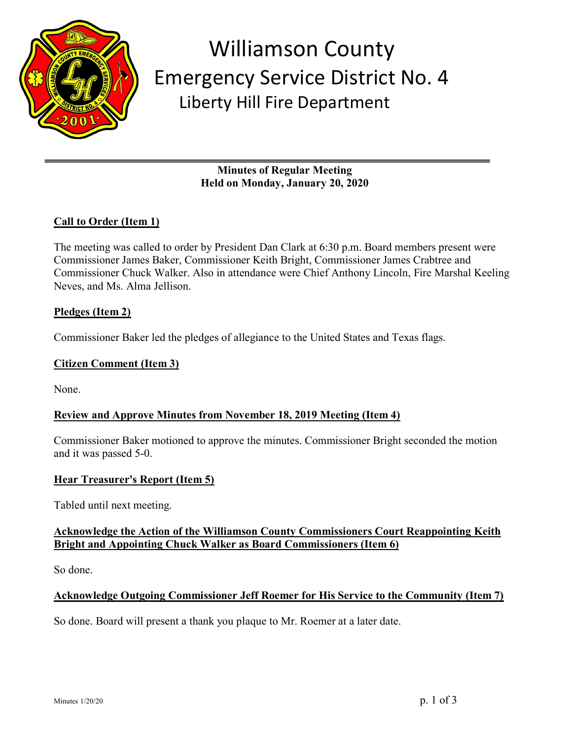# Williamson County
## Emergency Service District No. 4
### Liberty Hill Fire Department

---

**Minutes of Regular Meeting**
**Held on Monday, January 20, 2020**

**Call to Order (Item 1)**

The meeting was called to order by President Dan Clark at 6:30 p.m. Board members present were Commissioner James Baker, Commissioner Keith Bright, Commissioner James Crabtree and Commissioner Chuck Walker. Also in attendance were Chief Anthony Lincoln, Fire Marshal Keeling Neves, and Ms. Alma Jellison.

**Pledges (Item 2)**

Commissioner Baker led the pledges of allegiance to the United States and Texas flags.

**Citizen Comment (Item 3)**

None.

**Review and Approve Minutes from November 18, 2019 Meeting (Item 4)**

Commissioner Baker motioned to approve the minutes. Commissioner Bright seconded the motion and it was passed 5-0.

**Hear Treasurer's Report (Item 5)**

Tabled until next meeting.

**Acknowledge the Action of the Williamson County Commissioners Court Reappointing Keith Bright and Appointing Chuck Walker as Board Commissioners (Item 6)**

So done.

**Acknowledge Outgoing Commissioner Jeff Roemer for His Service to the Community (Item 7)**

So done. Board will present a thank you plaque to Mr. Roemer at a later date.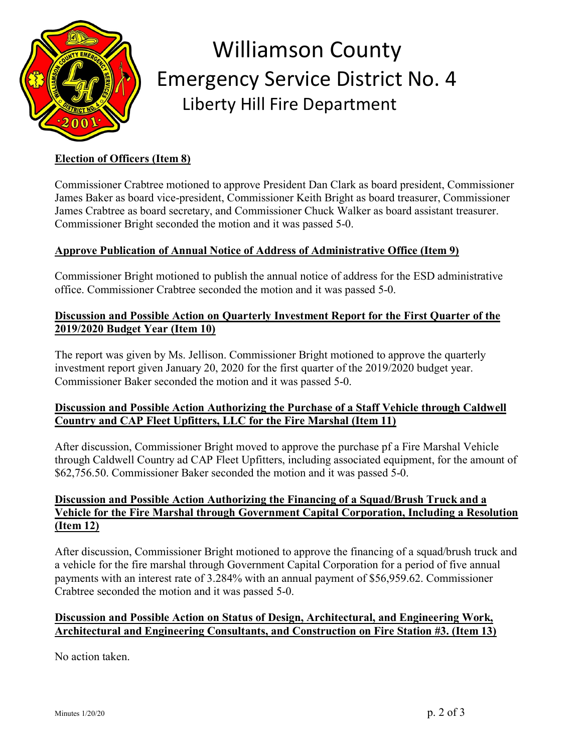# Williamson County
## Emergency Service District No. 4
### Liberty Hill Fire Department

**Election of Officers (Item 8)**

Commissioner Crabtree motioned to approve President Dan Clark as board president, Commissioner James Baker as board vice-president, Commissioner Keith Bright as board treasurer, Commissioner James Crabtree as board secretary, and Commissioner Chuck Walker as board assistant treasurer. Commissioner Bright seconded the motion and it was passed 5-0.

**Approve Publication of Annual Notice of Address of Administrative Office (Item 9)**

Commissioner Bright motioned to publish the annual notice of address for the ESD administrative office. Commissioner Crabtree seconded the motion and it was passed 5-0.

**Discussion and Possible Action on Quarterly Investment Report for the First Quarter of the 2019/2020 Budget Year (Item 10)**

The report was given by Ms. Jellison. Commissioner Bright motioned to approve the quarterly investment report given January 20, 2020 for the first quarter of the 2019/2020 budget year. Commissioner Baker seconded the motion and it was passed 5-0.

**Discussion and Possible Action Authorizing the Purchase of a Staff Vehicle through Caldwell Country and CAP Fleet Upfitters, LLC for the Fire Marshal (Item 11)**

After discussion, Commissioner Bright moved to approve the purchase pf a Fire Marshal Vehicle through Caldwell Country ad CAP Fleet Upfitters, including associated equipment, for the amount of $62,756.50. Commissioner Baker seconded the motion and it was passed 5-0.

**Discussion and Possible Action Authorizing the Financing of a Squad/Brush Truck and a Vehicle for the Fire Marshal through Government Capital Corporation, Including a Resolution (Item 12)**

After discussion, Commissioner Bright motioned to approve the financing of a squad/brush truck and a vehicle for the fire marshal through Government Capital Corporation for a period of five annual payments with an interest rate of 3.284% with an annual payment of $56,959.62. Commissioner Crabtree seconded the motion and it was passed 5-0.

**Discussion and Possible Action on Status of Design, Architectural, and Engineering Work, Architectural and Engineering Consultants, and Construction on Fire Station #3. (Item 13)**

No action taken.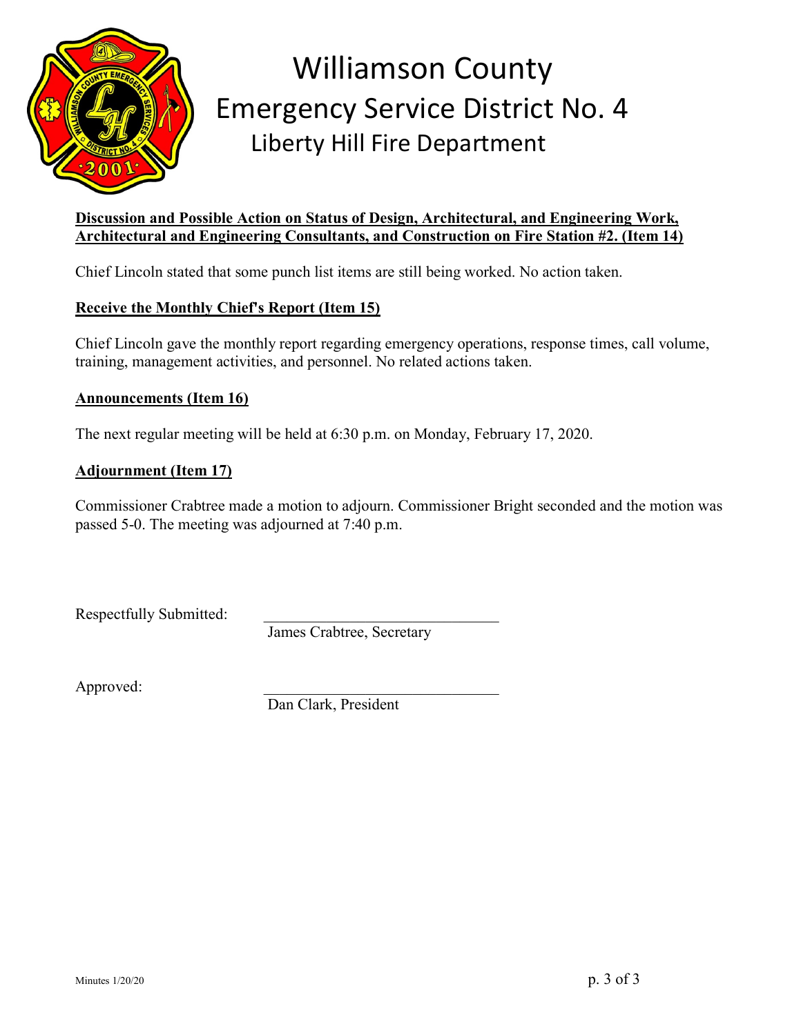# Williamson County
## Emergency Service District No. 4
### Liberty Hill Fire Department

**Discussion and Possible Action on Status of Design, Architectural, and Engineering Work, Architectural and Engineering Consultants, and Construction on Fire Station #2. (Item 14)**

Chief Lincoln stated that some punch list items are still being worked. No action taken.

**Receive the Monthly Chief's Report (Item 15)**

Chief Lincoln gave the monthly report regarding emergency operations, response times, call volume, training, management activities, and personnel. No related actions taken.

**Announcements (Item 16)**

The next regular meeting will be held at 6:30 p.m. on Monday, February 17, 2020.

**Adjournment (Item 17)**

Commissioner Crabtree made a motion to adjourn. Commissioner Bright seconded and the motion was passed 5-0. The meeting was adjourned at 7:40 p.m.

Respectfully Submitted: ______________________________
James Crabtree, Secretary

Approved: ______________________________
Dan Clark, President